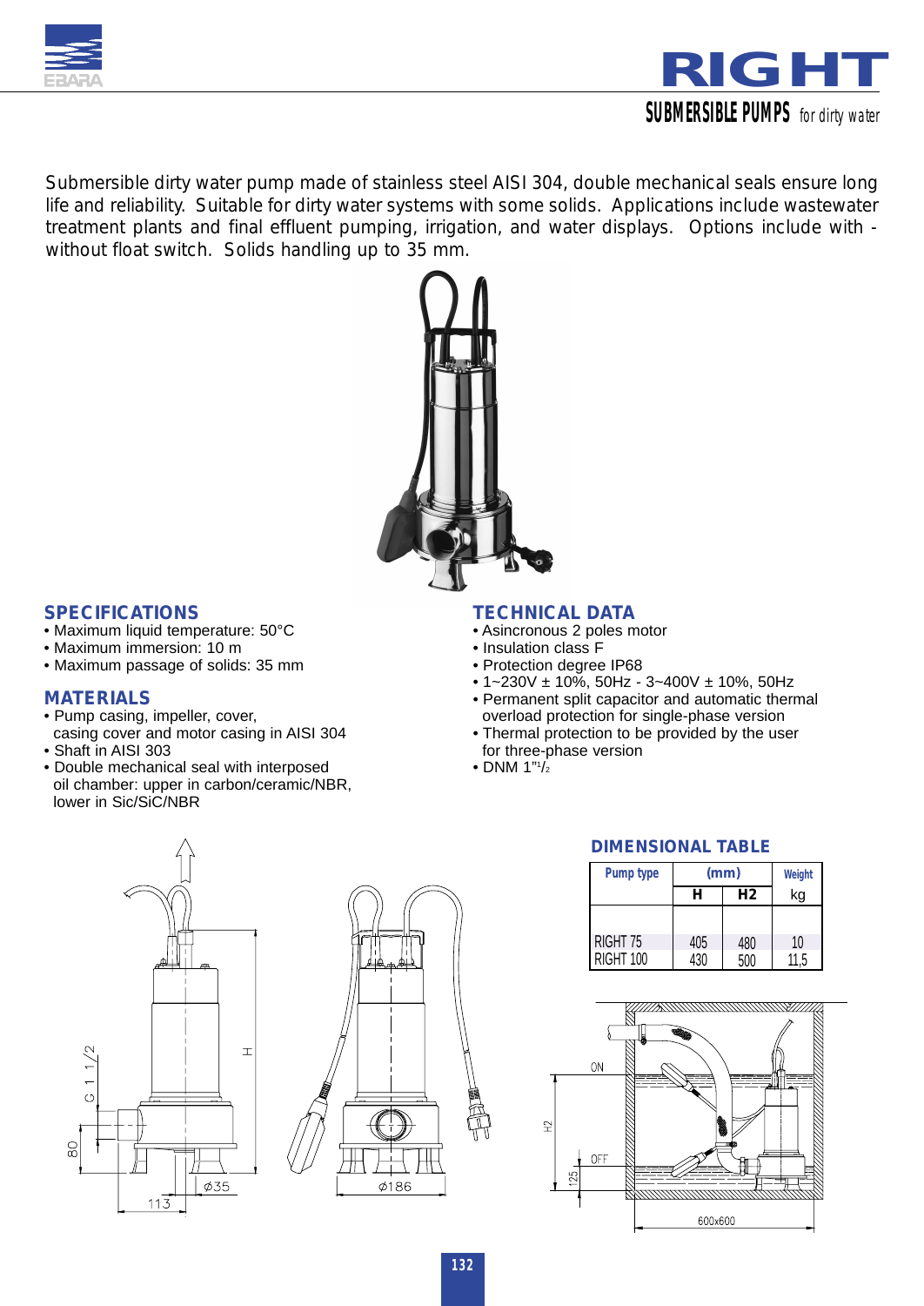# RIGHT

## SUBMERSIBLE PUMPS for dirty water

Submersible dirty water pump made of stainless steel AISI 304, double mechanical seals ensure long life and reliability. Suitable for dirty water systems with some solids. Applications include wastewater treatment plants and final effluent pumping, irrigation, and water displays. Options include with - without float switch. Solids handling up to 35 mm.

## SPECIFICATIONS

- Maximum liquid temperature: 50°C
- Maximum immersion: 10 m
- Maximum passage of solids: 35 mm

## MATERIALS

- Pump casing, impeller, cover, casing cover and motor casing in AISI 304
- Shaft in AISI 303
- Double mechanical seal with interposed oil chamber: upper in carbon/ceramic/NBR, lower in Sic/SiC/NBR

## TECHNICAL DATA

- Asincronous 2 poles motor
- Insulation class F
- Protection degree IP68
- 1~230V ± 10%, 50Hz - 3~400V ± 10%, 50Hz
- Permanent split capacitor and automatic thermal overload protection for single-phase version
- Thermal protection to be provided by the user for three-phase version
- DNM 1"1/2

## DIMENSIONAL TABLE

| Pump type | (mm) | | Weight |
|---|---|---|---|
| | H | H2 | kg |
| RIGHT 75 | 405 | 480 | 10 |
| RIGHT 100 | 430 | 500 | 11,5 |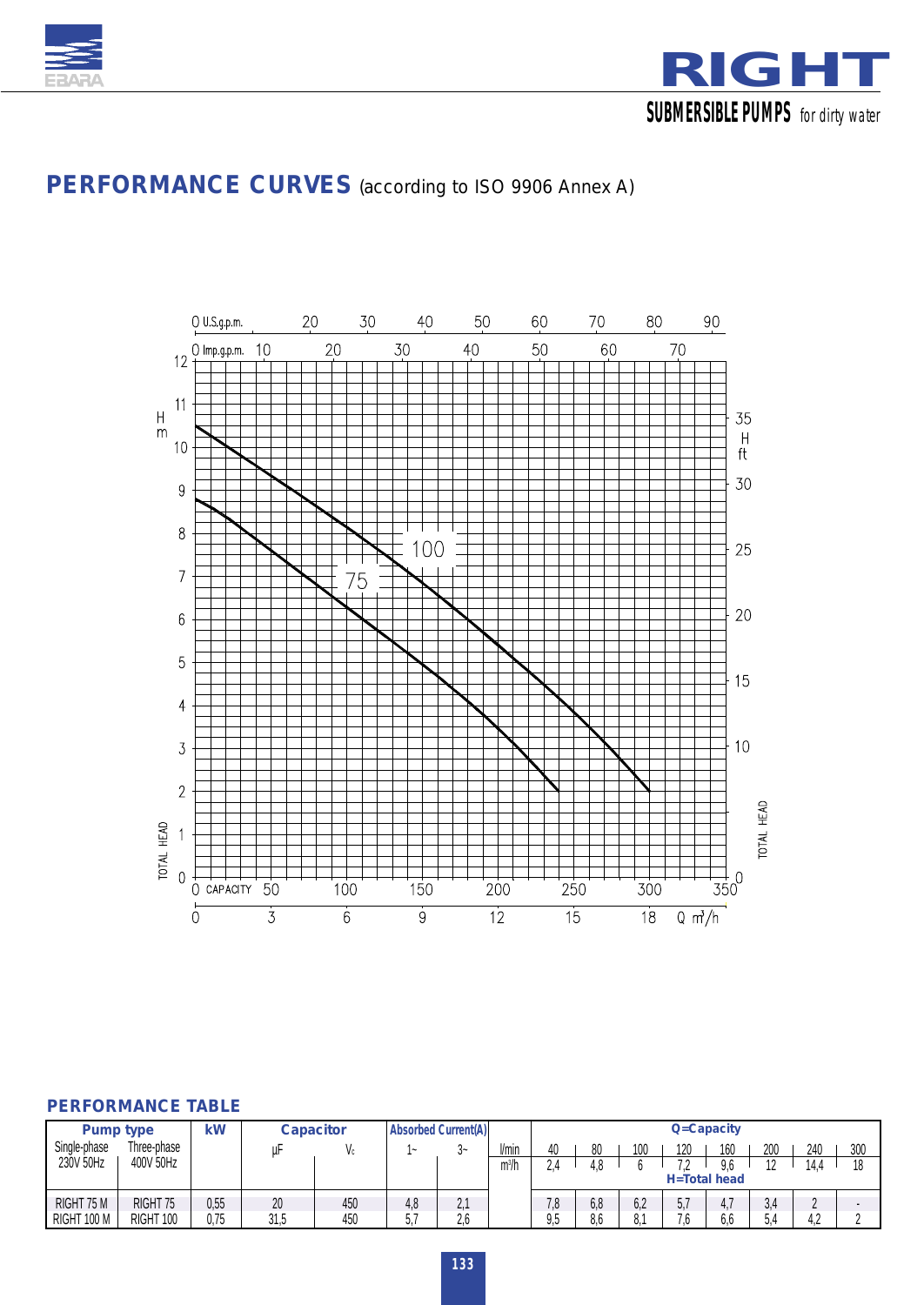## PERFORMANCE CURVES (according to ISO 9906 Annex A)

0 U.S.g.p.m. 20 30 40 50 60 70 80 90

0 Imp.g.p.m. 10 20 30 40 50 60 70

H m

12 11 10 9 8 7 6 5 4 3 2 1 0

TOTAL HEAD

35 H ft 30 25 20 15 10 0

TOTAL HEAD

100

75

0 CAPACITY 50 100 150 200 250 300 350

0 3 6 9 12 15 18 Q m³/h

## PERFORMANCE TABLE

| Pump type | | kW | Capacitor | | Absorbed Current(A) | | Q=Capacity | | | | | | | | | |
|---|---|---|---|---|---|---|---|---|---|---|---|---|---|---|---|---|
| Single-phase 230V 50Hz | Three-phase 400V 50Hz | | μF | Vc | 1~ | 3~ | l/min | 40 | 80 | 100 | 120 | 160 | 200 | 240 | 300 |
| | | | | | | | m³/h | 2,4 | 4,8 | 6 | 7,2 | 9,6 | 12 | 14,4 | 18 |
| | | | | | | | | H=Total head | | | | | | | |
| RIGHT 75 M | RIGHT 75 | 0,55 | 20 | 450 | 4,8 | 2,1 | | 7,8 | 6,8 | 6,2 | 5,7 | 4,7 | 3,4 | 2 | - |
| RIGHT 100 M | RIGHT 100 | 0,75 | 31,5 | 450 | 5,7 | 2,6 | | 9,5 | 8,6 | 8,1 | 7,6 | 6,6 | 5,4 | 4,2 | 2 |